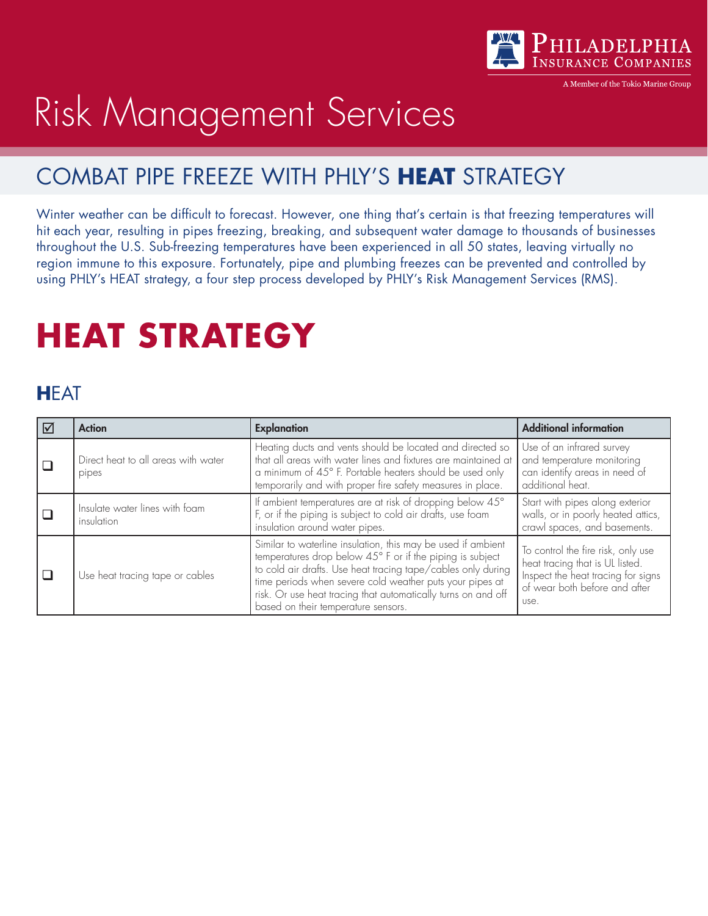# Risk Management Services

## COMBAT PIPE FREEZE WITH PHLY'S **HEAT** STRATEGY

Winter weather can be difficult to forecast. However, one thing that's certain is that freezing temperatures will hit each year, resulting in pipes freezing, breaking, and subsequent water damage to thousands of businesses throughout the U.S. Sub-freezing temperatures have been experienced in all 50 states, leaving virtually no region immune to this exposure. Fortunately, pipe and plumbing freezes can be prevented and controlled by using PHLY's HEAT strategy, a four step process developed by PHLY's Risk Management Services (RMS).

# HEAT STRATEGY

### **H**EAT

| ☑ | Action | Explanation | Additional information |
|---|---|---|---|
| ❑ | Direct heat to all areas with water pipes | Heating ducts and vents should be located and directed so that all areas with water lines and fixtures are maintained at a minimum of 45° F. Portable heaters should be used only temporarily and with proper fire safety measures in place. | Use of an infrared survey and temperature monitoring can identify areas in need of additional heat. |
| ❑ | Insulate water lines with foam insulation | If ambient temperatures are at risk of dropping below 45° F, or if the piping is subject to cold air drafts, use foam insulation around water pipes. | Start with pipes along exterior walls, or in poorly heated attics, crawl spaces, and basements. |
| ❑ | Use heat tracing tape or cables | Similar to waterline insulation, this may be used if ambient temperatures drop below 45° F or if the piping is subject to cold air drafts. Use heat tracing tape/cables only during time periods when severe cold weather puts your pipes at risk. Or use heat tracing that automatically turns on and off based on their temperature sensors. | To control the fire risk, only use heat tracing that is UL listed. Inspect the heat tracing for signs of wear both before and after use. |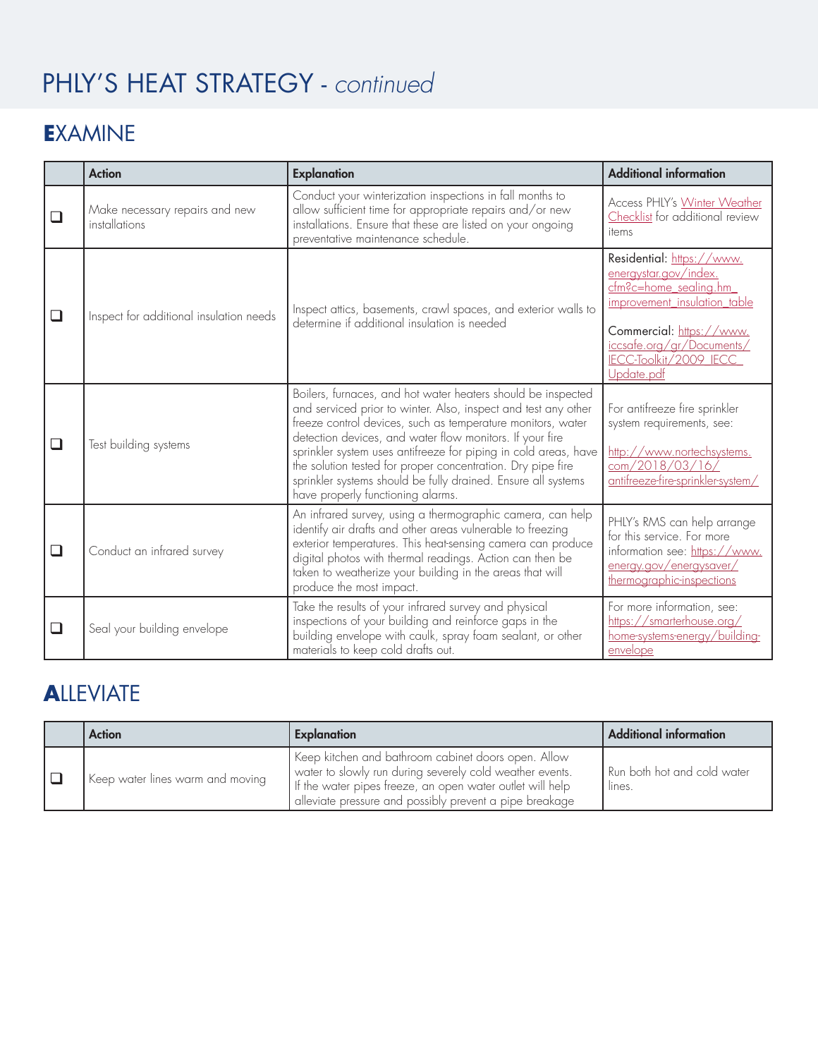# PHLY'S HEAT STRATEGY - *continued*

## EXAMINE

| | Action | Explanation | Additional information |
|---|---|---|---|
| ❑ | Make necessary repairs and new installations | Conduct your winterization inspections in fall months to allow sufficient time for appropriate repairs and/or new installations. Ensure that these are listed on your ongoing preventative maintenance schedule. | Access PHLY's Winter Weather Checklist for additional review items |
| ❑ | Inspect for additional insulation needs | Inspect attics, basements, crawl spaces, and exterior walls to determine if additional insulation is needed | Residential: https://www.energystar.gov/index.cfm?c=home_sealing.hm_improvement_insulation_table<br><br>Commercial: https://www.iccsafe.org/gr/Documents/IECC-Toolkit/2009_IECC_Update.pdf |
| ❑ | Test building systems | Boilers, furnaces, and hot water heaters should be inspected and serviced prior to winter. Also, inspect and test any other freeze control devices, such as temperature monitors, water detection devices, and water flow monitors. If your fire sprinkler system uses antifreeze for piping in cold areas, have the solution tested for proper concentration. Dry pipe fire sprinkler systems should be fully drained. Ensure all systems have properly functioning alarms. | For antifreeze fire sprinkler system requirements, see:<br><br>http://www.nortechsystems.com/2018/03/16/antifreeze-fire-sprinkler-system/ |
| ❑ | Conduct an infrared survey | An infrared survey, using a thermographic camera, can help identify air drafts and other areas vulnerable to freezing exterior temperatures. This heat-sensing camera can produce digital photos with thermal readings. Action can then be taken to weatherize your building in the areas that will produce the most impact. | PHLY's RMS can help arrange for this service. For more information see: https://www.energy.gov/energysaver/thermographic-inspections |
| ❑ | Seal your building envelope | Take the results of your infrared survey and physical inspections of your building and reinforce gaps in the building envelope with caulk, spray foam sealant, or other materials to keep cold drafts out. | For more information, see: https://smarterhouse.org/home-systems-energy/building-envelope |

## ALLEVIATE

| | Action | Explanation | Additional information |
|---|---|---|---|
| ❑ | Keep water lines warm and moving | Keep kitchen and bathroom cabinet doors open. Allow water to slowly run during severely cold weather events. If the water pipes freeze, an open water outlet will help alleviate pressure and possibly prevent a pipe breakage | Run both hot and cold water lines. |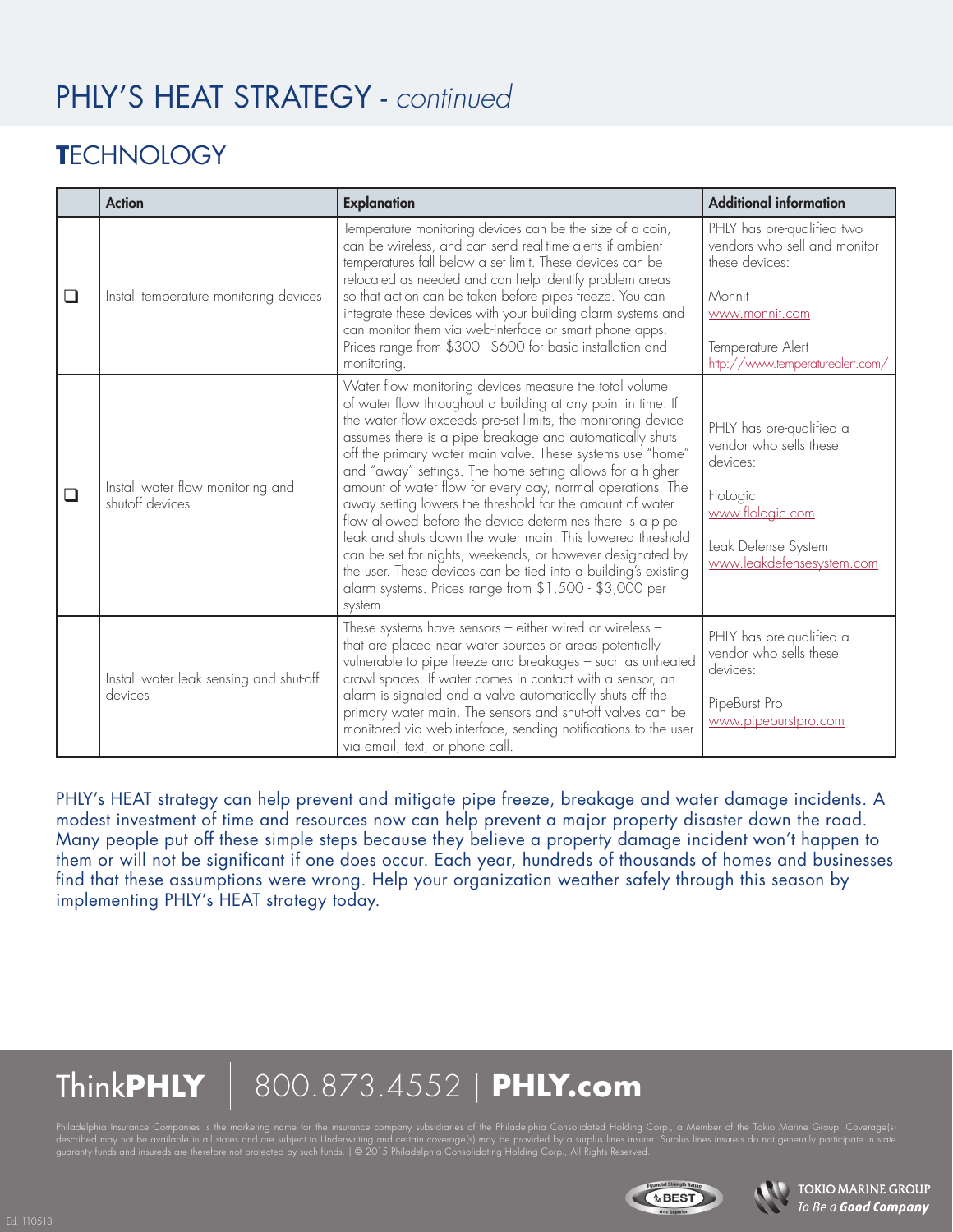# PHLY'S HEAT STRATEGY - *continued*

## TECHNOLOGY

| | Action | Explanation | Additional information |
|---|---|---|---|
| ❑ | Install temperature monitoring devices | Temperature monitoring devices can be the size of a coin, can be wireless, and can send real-time alerts if ambient temperatures fall below a set limit. These devices can be relocated as needed and can help identify problem areas so that action can be taken before pipes freeze. You can integrate these devices with your building alarm systems and can monitor them via web-interface or smart phone apps. Prices range from $300 - $600 for basic installation and monitoring. | PHLY has pre-qualified two vendors who sell and monitor these devices:<br><br>Monnit<br>www.monnit.com<br><br>Temperature Alert<br>http://www.temperaturealert.com/ |
| ❑ | Install water flow monitoring and shutoff devices | Water flow monitoring devices measure the total volume of water flow throughout a building at any point in time. If the water flow exceeds pre-set limits, the monitoring device assumes there is a pipe breakage and automatically shuts off the primary water main valve. These systems use "home" and "away" settings. The home setting allows for a higher amount of water flow for every day, normal operations. The away setting lowers the threshold for the amount of water flow allowed before the device determines there is a pipe leak and shuts down the water main. This lowered threshold can be set for nights, weekends, or however designated by the user. These devices can be tied into a building's existing alarm systems. Prices range from $1,500 - $3,000 per system. | PHLY has pre-qualified a vendor who sells these devices:<br><br>FloLogic<br>www.flologic.com<br><br>Leak Defense System<br>www.leakdefensesystem.com |
| | Install water leak sensing and shut-off devices | These systems have sensors – either wired or wireless – that are placed near water sources or areas potentially vulnerable to pipe freeze and breakages – such as unheated crawl spaces. If water comes in contact with a sensor, an alarm is signaled and a valve automatically shuts off the primary water main. The sensors and shut-off valves can be monitored via web-interface, sending notifications to the user via email, text, or phone call. | PHLY has pre-qualified a vendor who sells these devices:<br><br>PipeBurst Pro<br>www.pipeburstpro.com |

PHLY's HEAT strategy can help prevent and mitigate pipe freeze, breakage and water damage incidents. A modest investment of time and resources now can help prevent a major property disaster down the road. Many people put off these simple steps because they believe a property damage incident won't happen to them or will not be significant if one does occur. Each year, hundreds of thousands of homes and businesses find that these assumptions were wrong. Help your organization weather safely through this season by implementing PHLY's HEAT strategy today.

Think**PHLY** | 800.873.4552 | **PHLY.com**

Philadelphia Insurance Companies is the marketing name for the insurance company subsidiaries of the Philadelphia Consolidated Holding Corp., a Member of the Tokio Marine Group. Coverage(s) described may not be available in all states and are subject to Underwriting and certain coverage(s) may be provided by a surplus lines insurer. Surplus lines insurers do not generally participate in state guaranty funds and insureds are therefore not protected by such funds. | © 2015 Philadelphia Consolidating Holding Corp., All Rights Reserved.

TOKIO MARINE GROUP
*To Be a **Good Company***

Ed. 110518